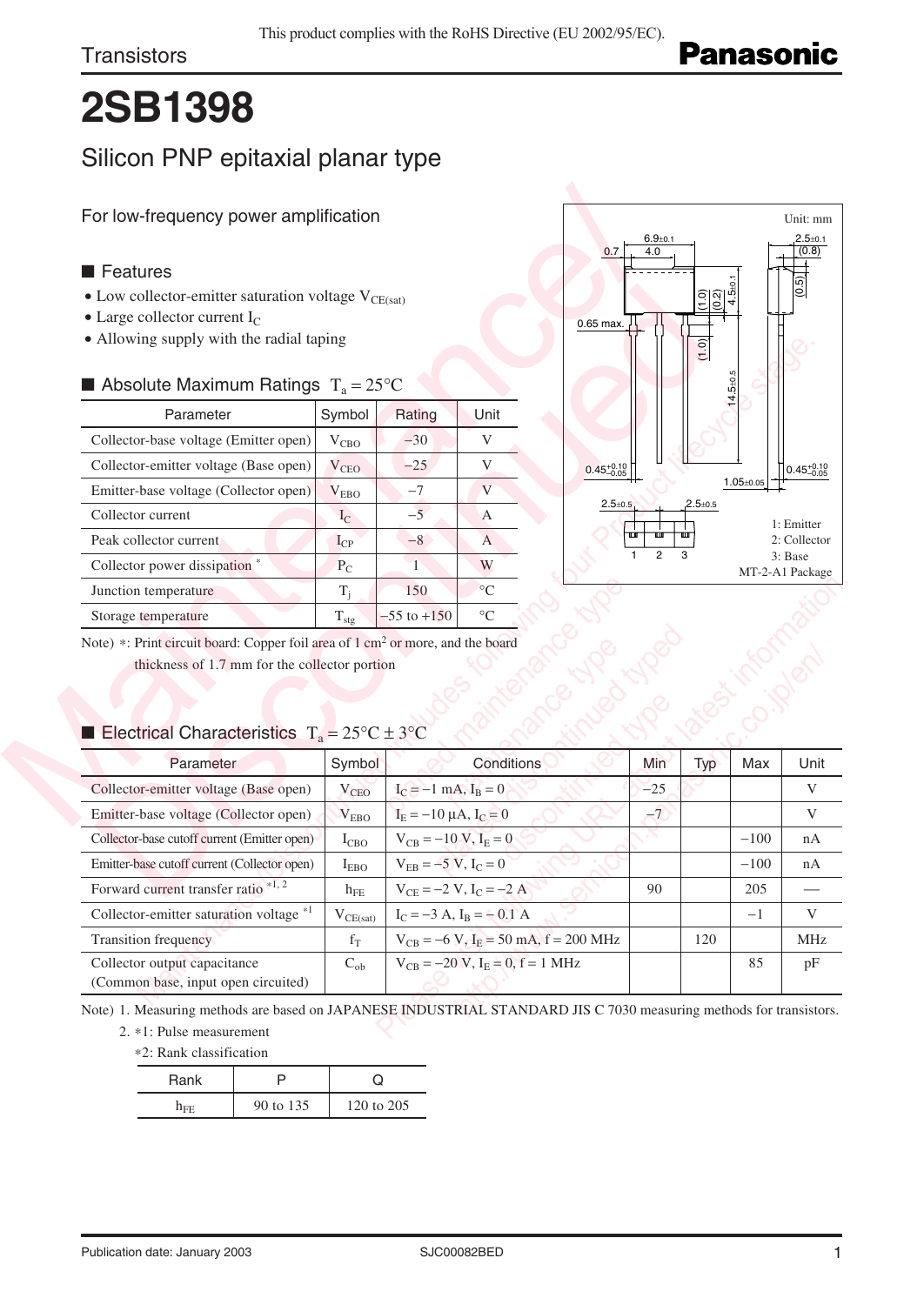This product complies with the RoHS Directive (EU 2002/95/EC).

Transistors

# 2SB1398

## Silicon PNP epitaxial planar type

For low-frequency power amplification

### ■ Features

- Low collector-emitter saturation voltage $V_{CE(sat)}$
- Large collector current $I_C$
- Allowing supply with the radial taping

### ■ Absolute Maximum Ratings $T_a = 25°C$

| Parameter | Symbol | Rating | Unit |
|---|---|---|---|
| Collector-base voltage (Emitter open) | $V_{CBO}$ | −30 | V |
| Collector-emitter voltage (Base open) | $V_{CEO}$ | −25 | V |
| Emitter-base voltage (Collector open) | $V_{EBO}$ | −7 | V |
| Collector current | $I_C$ | −5 | A |
| Peak collector current | $I_{CP}$ | −8 | A |
| Collector power dissipation * | $P_C$ | 1 | W |
| Junction temperature | $T_j$ | 150 | °C |
| Storage temperature | $T_{stg}$ | −55 to +150 | °C |

Note) *: Print circuit board: Copper foil area of 1 cm² or more, and the board thickness of 1.7 mm for the collector portion

Unit: mm

1: Emitter
2: Collector
3: Base
MT-2-A1 Package

### ■ Electrical Characteristics $T_a = 25°C \pm 3°C$

| Parameter | Symbol | Conditions | Min | Typ | Max | Unit |
|---|---|---|---|---|---|---|
| Collector-emitter voltage (Base open) | $V_{CEO}$ | $I_C = -1$ mA, $I_B = 0$ | −25 | | | V |
| Emitter-base voltage (Collector open) | $V_{EBO}$ | $I_E = -10$ µA, $I_C = 0$ | −7 | | | V |
| Collector-base cutoff current (Emitter open) | $I_{CBO}$ | $V_{CB} = -10$ V, $I_E = 0$ | | | −100 | nA |
| Emitter-base cutoff current (Collector open) | $I_{EBO}$ | $V_{EB} = -5$ V, $I_C = 0$ | | | −100 | nA |
| Forward current transfer ratio *1, 2 | $h_{FE}$ | $V_{CE} = -2$ V, $I_C = -2$ A | 90 | | 205 | — |
| Collector-emitter saturation voltage *1 | $V_{CE(sat)}$ | $I_C = -3$ A, $I_B = -0.1$ A | | | −1 | V |
| Transition frequency | $f_T$ | $V_{CB} = -6$ V, $I_E = 50$ mA, f = 200 MHz | | 120 | | MHz |
| Collector output capacitance (Common base, input open circuited) | $C_{ob}$ | $V_{CB} = -20$ V, $I_E = 0$, f = 1 MHz | | | 85 | pF |

Note) 1. Measuring methods are based on JAPANESE INDUSTRIAL STANDARD JIS C 7030 measuring methods for transistors.

2. *1: Pulse measurement

*2: Rank classification

| Rank | P | Q |
|---|---|---|
| $h_{FE}$ | 90 to 135 | 120 to 205 |

Publication date: January 2003 SJC00082BED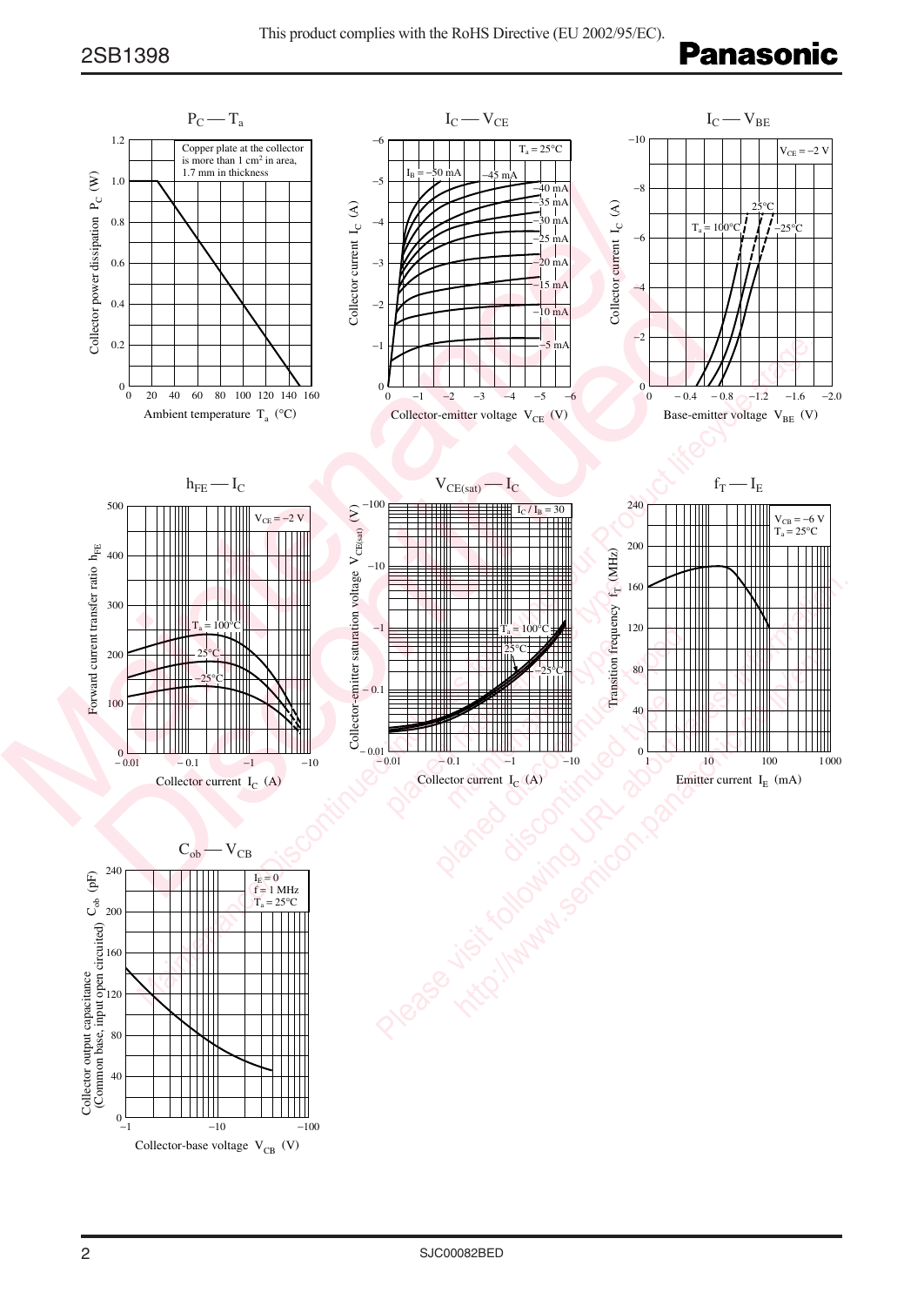This product complies with the RoHS Directive (EU 2002/95/EC).

## $P_C$ — $T_a$

Copper plate at the collector is more than 1 cm² in area, 1.7 mm in thickness

Collector power dissipation $P_C$ (W) vs. Ambient temperature $T_a$ (°C)

## $I_C$ — $V_{CE}$

$T_a = 25°C$

$I_B = -50$ mA, $-45$ mA, $-40$ mA, $-35$ mA, $-30$ mA, $-25$ mA, $-20$ mA, $-15$ mA, $-10$ mA, $-5$ mA

Collector current $I_C$ (A) vs. Collector-emitter voltage $V_{CE}$ (V)

## $I_C$ — $V_{BE}$

$V_{CE} = -2$ V

$T_a = 100°C$, $25°C$, $-25°C$

Collector current $I_C$ (A) vs. Base-emitter voltage $V_{BE}$ (V)

## $h_{FE}$ — $I_C$

$V_{CE} = -2$ V

$T_a = 100°C$, $25°C$, $-25°C$

Forward current transfer ratio $h_{FE}$ vs. Collector current $I_C$ (A)

## $V_{CE(sat)}$ — $I_C$

$I_C / I_B = 30$

$T_a = 100°C$, $25°C$, $-25°C$

Collector-emitter saturation voltage $V_{CE(sat)}$ (V) vs. Collector current $I_C$ (A)

## $f_T$ — $I_E$

$V_{CB} = -6$ V
$T_a = 25°C$

Transition frequency $f_T$ (MHz) vs. Emitter current $I_E$ (mA)

## $C_{ob}$ — $V_{CB}$

$I_E = 0$
f = 1 MHz
$T_a = 25°C$

Collector output capacitance (Common base, input open circuited) $C_{ob}$ (pF) vs. Collector-base voltage $V_{CB}$ (V)

SJC00082BED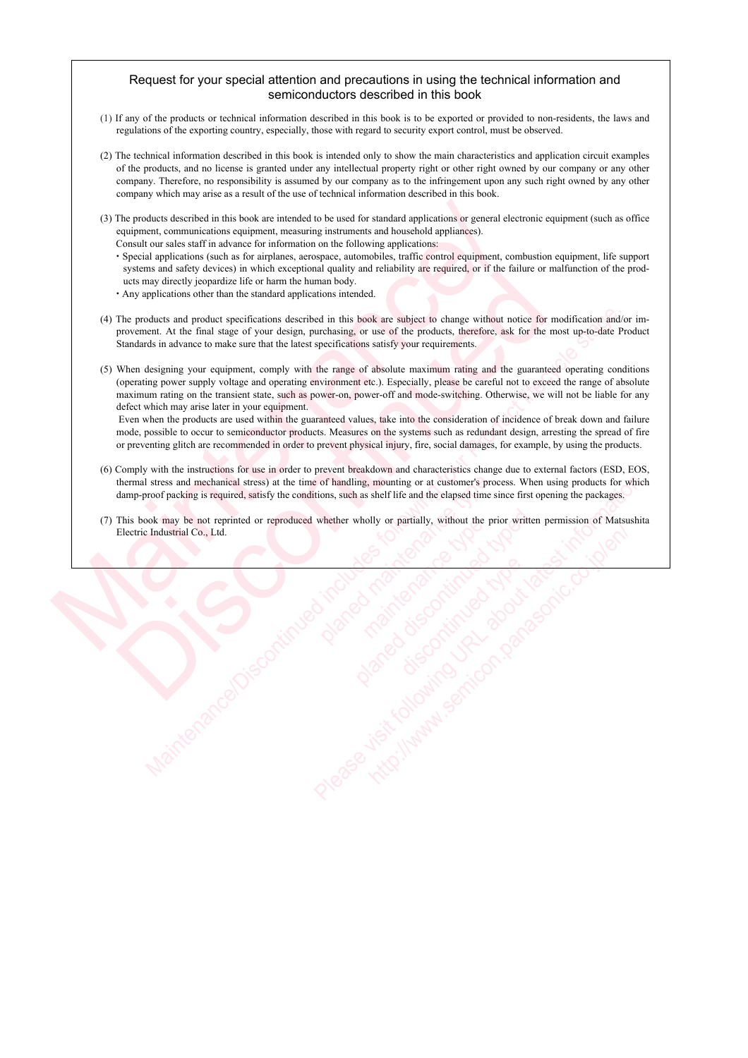# Request for your special attention and precautions in using the technical information and semiconductors described in this book

(1) If any of the products or technical information described in this book is to be exported or provided to non-residents, the laws and regulations of the exporting country, especially, those with regard to security export control, must be observed.

(2) The technical information described in this book is intended only to show the main characteristics and application circuit examples of the products, and no license is granted under any intellectual property right or other right owned by our company or any other company. Therefore, no responsibility is assumed by our company as to the infringement upon any such right owned by any other company which may arise as a result of the use of technical information described in this book.

(3) The products described in this book are intended to be used for standard applications or general electronic equipment (such as office equipment, communications equipment, measuring instruments and household appliances).
Consult our sales staff in advance for information on the following applications:
- Special applications (such as for airplanes, aerospace, automobiles, traffic control equipment, combustion equipment, life support systems and safety devices) in which exceptional quality and reliability are required, or if the failure or malfunction of the products may directly jeopardize life or harm the human body.
- Any applications other than the standard applications intended.

(4) The products and product specifications described in this book are subject to change without notice for modification and/or improvement. At the final stage of your design, purchasing, or use of the products, therefore, ask for the most up-to-date Product Standards in advance to make sure that the latest specifications satisfy your requirements.

(5) When designing your equipment, comply with the range of absolute maximum rating and the guaranteed operating conditions (operating power supply voltage and operating environment etc.). Especially, please be careful not to exceed the range of absolute maximum rating on the transient state, such as power-on, power-off and mode-switching. Otherwise, we will not be liable for any defect which may arise later in your equipment.
Even when the products are used within the guaranteed values, take into the consideration of incidence of break down and failure mode, possible to occur to semiconductor products. Measures on the systems such as redundant design, arresting the spread of fire or preventing glitch are recommended in order to prevent physical injury, fire, social damages, for example, by using the products.

(6) Comply with the instructions for use in order to prevent breakdown and characteristics change due to external factors (ESD, EOS, thermal stress and mechanical stress) at the time of handling, mounting or at customer's process. When using products for which damp-proof packing is required, satisfy the conditions, such as shelf life and the elapsed time since first opening the packages.

(7) This book may be not reprinted or reproduced whether wholly or partially, without the prior written permission of Matsushita Electric Industrial Co., Ltd.